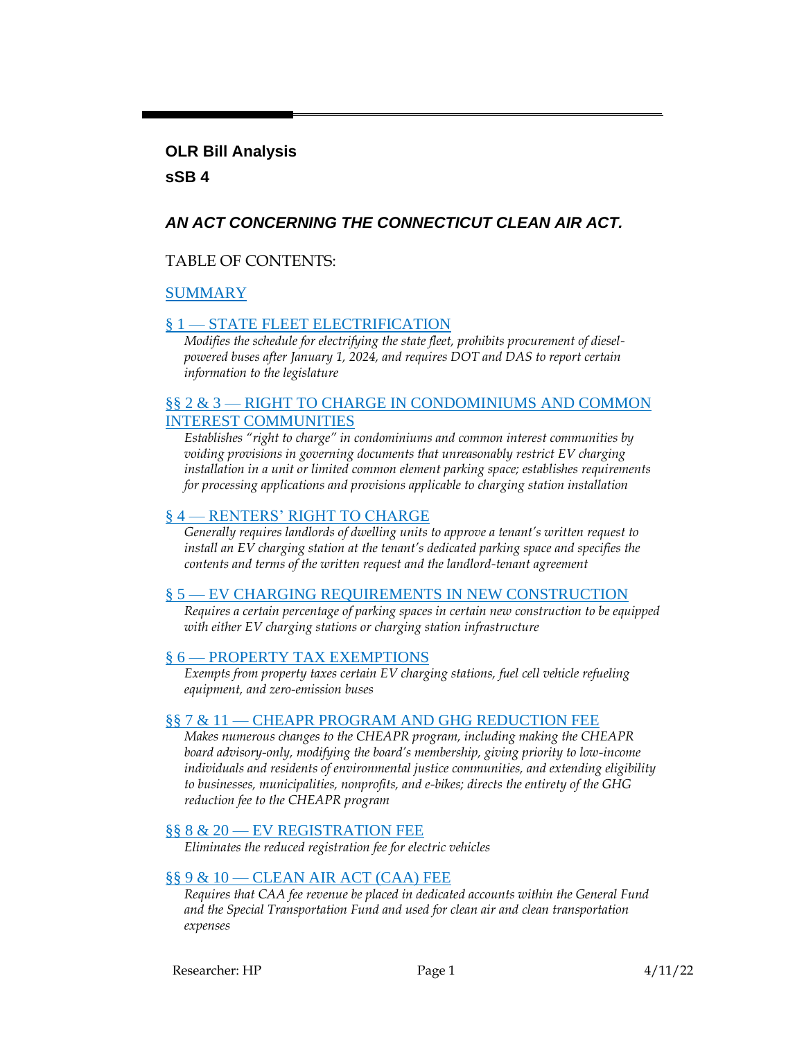**OLR Bill Analysis**

**sSB 4**

## *AN ACT CONCERNING THE CONNECTICUT CLEAN AIR ACT.*

TABLE OF CONTENTS:

SUMMARY

§ 1 — STATE FLEET ELECTRIFICATION

*Modifies the schedule for electrifying the state fleet, prohibits procurement of diesel-powered buses after January 1, 2024, and requires DOT and DAS to report certain information to the legislature*

§§ 2 & 3 — RIGHT TO CHARGE IN CONDOMINIUMS AND COMMON INTEREST COMMUNITIES

*Establishes "right to charge" in condominiums and common interest communities by voiding provisions in governing documents that unreasonably restrict EV charging installation in a unit or limited common element parking space; establishes requirements for processing applications and provisions applicable to charging station installation*

§ 4 — RENTERS' RIGHT TO CHARGE

*Generally requires landlords of dwelling units to approve a tenant's written request to install an EV charging station at the tenant's dedicated parking space and specifies the contents and terms of the written request and the landlord-tenant agreement*

§ 5 — EV CHARGING REQUIREMENTS IN NEW CONSTRUCTION

*Requires a certain percentage of parking spaces in certain new construction to be equipped with either EV charging stations or charging station infrastructure*

§ 6 — PROPERTY TAX EXEMPTIONS

*Exempts from property taxes certain EV charging stations, fuel cell vehicle refueling equipment, and zero-emission buses*

§§ 7 & 11 — CHEAPR PROGRAM AND GHG REDUCTION FEE

*Makes numerous changes to the CHEAPR program, including making the CHEAPR board advisory-only, modifying the board's membership, giving priority to low-income individuals and residents of environmental justice communities, and extending eligibility to businesses, municipalities, nonprofits, and e-bikes; directs the entirety of the GHG reduction fee to the CHEAPR program*

§§ 8 & 20 — EV REGISTRATION FEE

*Eliminates the reduced registration fee for electric vehicles*

§§ 9 & 10 — CLEAN AIR ACT (CAA) FEE

*Requires that CAA fee revenue be placed in dedicated accounts within the General Fund and the Special Transportation Fund and used for clean air and clean transportation expenses*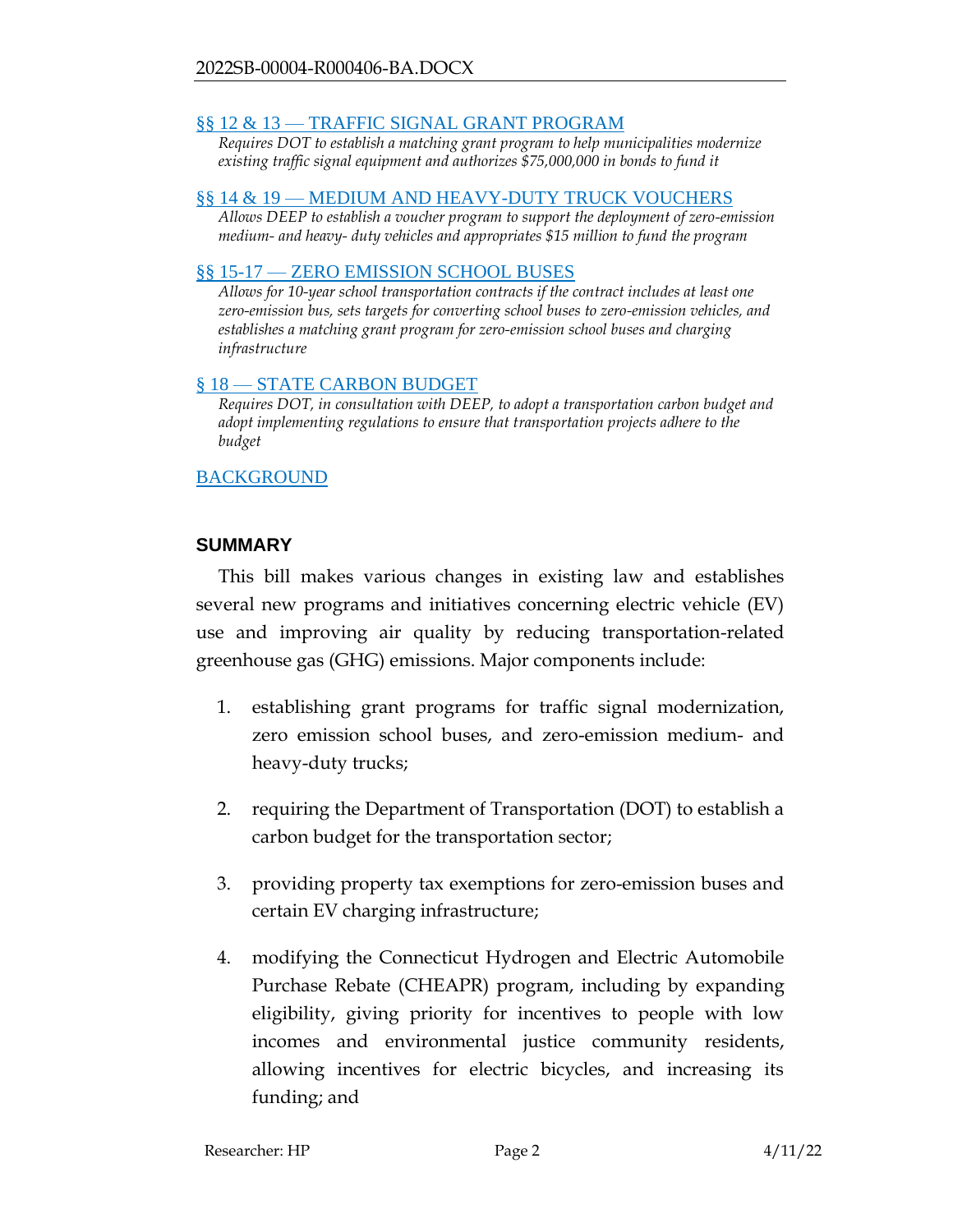[§§ 12 & 13 — TRAFFIC SIGNAL GRANT PROGRAM](#)

*Requires DOT to establish a matching grant program to help municipalities modernize existing traffic signal equipment and authorizes $75,000,000 in bonds to fund it*

[§§ 14 & 19 — MEDIUM AND HEAVY-DUTY TRUCK VOUCHERS](#)

*Allows DEEP to establish a voucher program to support the deployment of zero-emission medium- and heavy- duty vehicles and appropriates $15 million to fund the program*

[§§ 15-17 — ZERO EMISSION SCHOOL BUSES](#)

*Allows for 10-year school transportation contracts if the contract includes at least one zero-emission bus, sets targets for converting school buses to zero-emission vehicles, and establishes a matching grant program for zero-emission school buses and charging infrastructure*

[§ 18 — STATE CARBON BUDGET](#)

*Requires DOT, in consultation with DEEP, to adopt a transportation carbon budget and adopt implementing regulations to ensure that transportation projects adhere to the budget*

[BACKGROUND](#)

## SUMMARY

This bill makes various changes in existing law and establishes several new programs and initiatives concerning electric vehicle (EV) use and improving air quality by reducing transportation-related greenhouse gas (GHG) emissions. Major components include:

1. establishing grant programs for traffic signal modernization, zero emission school buses, and zero-emission medium- and heavy-duty trucks;
2. requiring the Department of Transportation (DOT) to establish a carbon budget for the transportation sector;
3. providing property tax exemptions for zero-emission buses and certain EV charging infrastructure;
4. modifying the Connecticut Hydrogen and Electric Automobile Purchase Rebate (CHEAPR) program, including by expanding eligibility, giving priority for incentives to people with low incomes and environmental justice community residents, allowing incentives for electric bicycles, and increasing its funding; and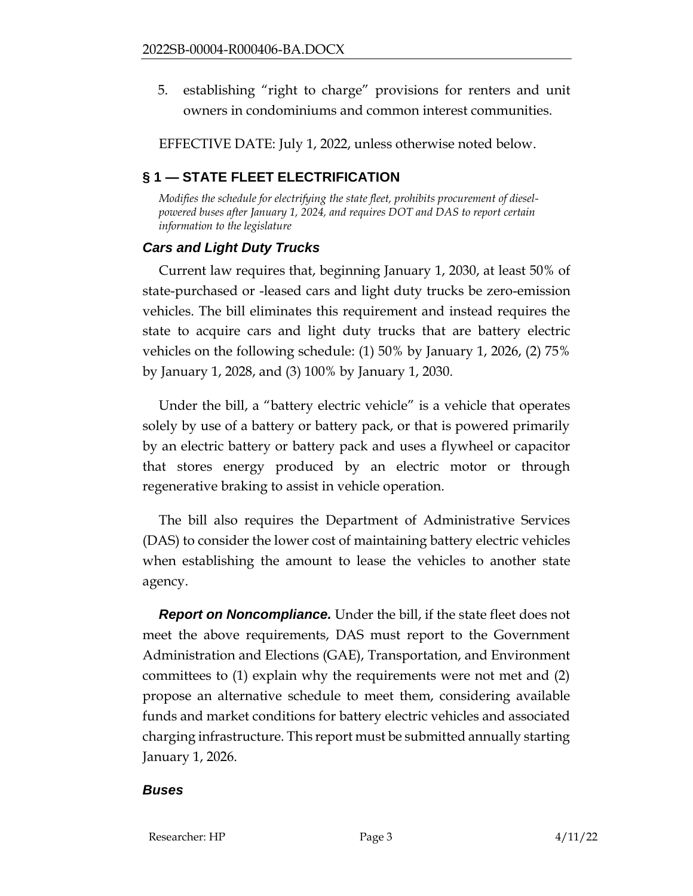5. establishing "right to charge" provisions for renters and unit owners in condominiums and common interest communities.

EFFECTIVE DATE: July 1, 2022, unless otherwise noted below.

## § 1 — STATE FLEET ELECTRIFICATION

*Modifies the schedule for electrifying the state fleet, prohibits procurement of diesel-powered buses after January 1, 2024, and requires DOT and DAS to report certain information to the legislature*

### *Cars and Light Duty Trucks*

Current law requires that, beginning January 1, 2030, at least 50% of state-purchased or -leased cars and light duty trucks be zero-emission vehicles. The bill eliminates this requirement and instead requires the state to acquire cars and light duty trucks that are battery electric vehicles on the following schedule: (1) 50% by January 1, 2026, (2) 75% by January 1, 2028, and (3) 100% by January 1, 2030.

Under the bill, a "battery electric vehicle" is a vehicle that operates solely by use of a battery or battery pack, or that is powered primarily by an electric battery or battery pack and uses a flywheel or capacitor that stores energy produced by an electric motor or through regenerative braking to assist in vehicle operation.

The bill also requires the Department of Administrative Services (DAS) to consider the lower cost of maintaining battery electric vehicles when establishing the amount to lease the vehicles to another state agency.

***Report on Noncompliance.*** Under the bill, if the state fleet does not meet the above requirements, DAS must report to the Government Administration and Elections (GAE), Transportation, and Environment committees to (1) explain why the requirements were not met and (2) propose an alternative schedule to meet them, considering available funds and market conditions for battery electric vehicles and associated charging infrastructure. This report must be submitted annually starting January 1, 2026.

### *Buses*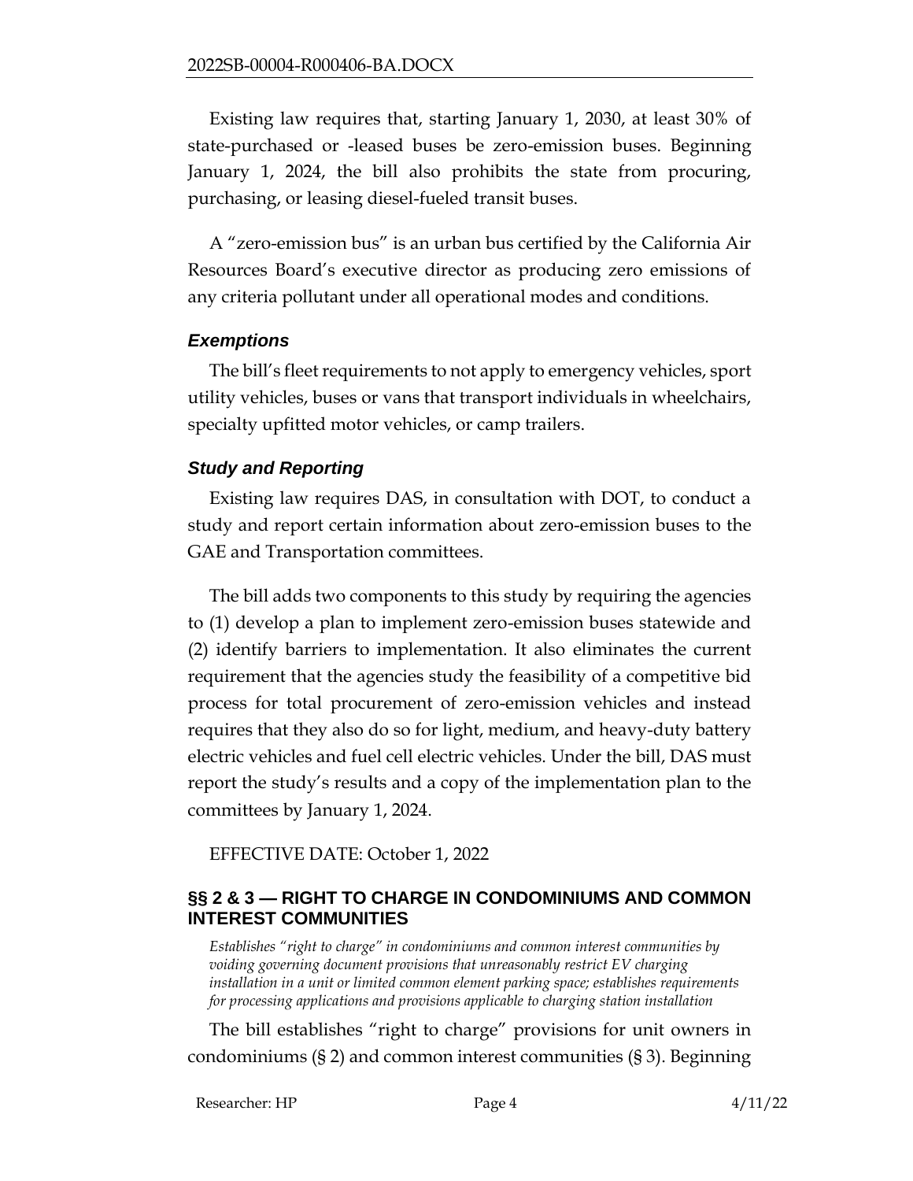Existing law requires that, starting January 1, 2030, at least 30% of state-purchased or -leased buses be zero-emission buses. Beginning January 1, 2024, the bill also prohibits the state from procuring, purchasing, or leasing diesel-fueled transit buses.

A "zero-emission bus" is an urban bus certified by the California Air Resources Board's executive director as producing zero emissions of any criteria pollutant under all operational modes and conditions.

### *Exemptions*

The bill's fleet requirements to not apply to emergency vehicles, sport utility vehicles, buses or vans that transport individuals in wheelchairs, specialty upfitted motor vehicles, or camp trailers.

### *Study and Reporting*

Existing law requires DAS, in consultation with DOT, to conduct a study and report certain information about zero-emission buses to the GAE and Transportation committees.

The bill adds two components to this study by requiring the agencies to (1) develop a plan to implement zero-emission buses statewide and (2) identify barriers to implementation. It also eliminates the current requirement that the agencies study the feasibility of a competitive bid process for total procurement of zero-emission vehicles and instead requires that they also do so for light, medium, and heavy-duty battery electric vehicles and fuel cell electric vehicles. Under the bill, DAS must report the study's results and a copy of the implementation plan to the committees by January 1, 2024.

EFFECTIVE DATE: October 1, 2022

## §§ 2 & 3 — RIGHT TO CHARGE IN CONDOMINIUMS AND COMMON INTEREST COMMUNITIES

*Establishes "right to charge" in condominiums and common interest communities by voiding governing document provisions that unreasonably restrict EV charging installation in a unit or limited common element parking space; establishes requirements for processing applications and provisions applicable to charging station installation*

The bill establishes "right to charge" provisions for unit owners in condominiums (§ 2) and common interest communities (§ 3). Beginning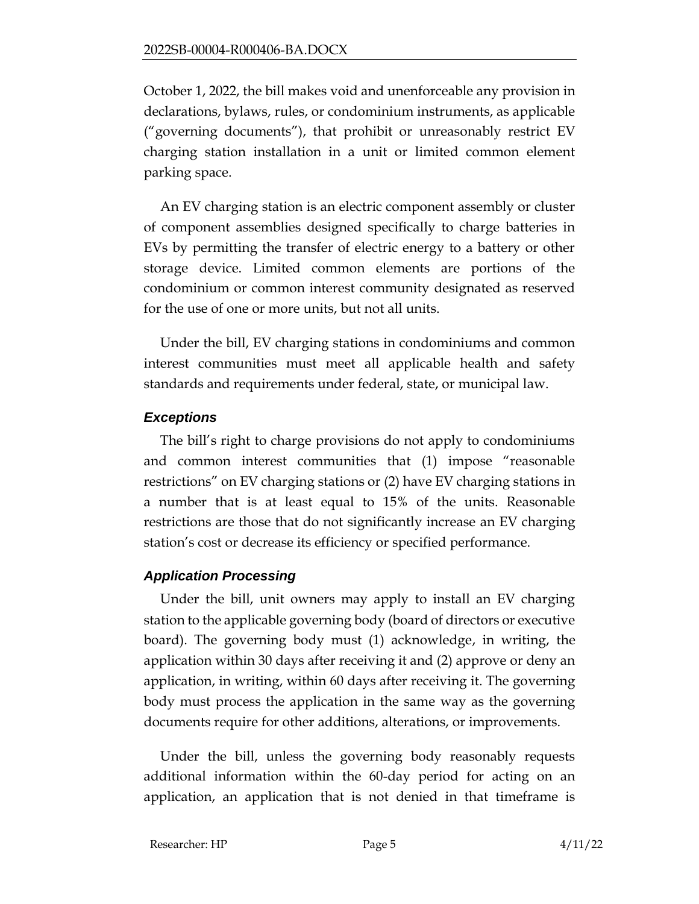October 1, 2022, the bill makes void and unenforceable any provision in declarations, bylaws, rules, or condominium instruments, as applicable ("governing documents"), that prohibit or unreasonably restrict EV charging station installation in a unit or limited common element parking space.

An EV charging station is an electric component assembly or cluster of component assemblies designed specifically to charge batteries in EVs by permitting the transfer of electric energy to a battery or other storage device. Limited common elements are portions of the condominium or common interest community designated as reserved for the use of one or more units, but not all units.

Under the bill, EV charging stations in condominiums and common interest communities must meet all applicable health and safety standards and requirements under federal, state, or municipal law.

### *Exceptions*

The bill's right to charge provisions do not apply to condominiums and common interest communities that (1) impose "reasonable restrictions" on EV charging stations or (2) have EV charging stations in a number that is at least equal to 15% of the units. Reasonable restrictions are those that do not significantly increase an EV charging station's cost or decrease its efficiency or specified performance.

### *Application Processing*

Under the bill, unit owners may apply to install an EV charging station to the applicable governing body (board of directors or executive board). The governing body must (1) acknowledge, in writing, the application within 30 days after receiving it and (2) approve or deny an application, in writing, within 60 days after receiving it. The governing body must process the application in the same way as the governing documents require for other additions, alterations, or improvements.

Under the bill, unless the governing body reasonably requests additional information within the 60-day period for acting on an application, an application that is not denied in that timeframe is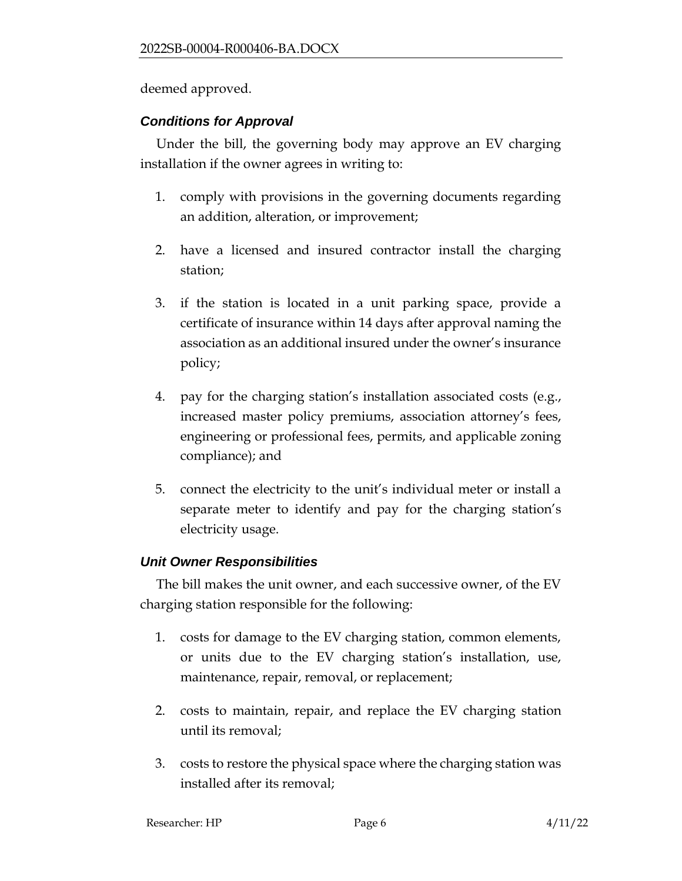deemed approved.

### *Conditions for Approval*

Under the bill, the governing body may approve an EV charging installation if the owner agrees in writing to:

1. comply with provisions in the governing documents regarding an addition, alteration, or improvement;
2. have a licensed and insured contractor install the charging station;
3. if the station is located in a unit parking space, provide a certificate of insurance within 14 days after approval naming the association as an additional insured under the owner's insurance policy;
4. pay for the charging station's installation associated costs (e.g., increased master policy premiums, association attorney's fees, engineering or professional fees, permits, and applicable zoning compliance); and
5. connect the electricity to the unit's individual meter or install a separate meter to identify and pay for the charging station's electricity usage.

### *Unit Owner Responsibilities*

The bill makes the unit owner, and each successive owner, of the EV charging station responsible for the following:

1. costs for damage to the EV charging station, common elements, or units due to the EV charging station's installation, use, maintenance, repair, removal, or replacement;
2. costs to maintain, repair, and replace the EV charging station until its removal;
3. costs to restore the physical space where the charging station was installed after its removal;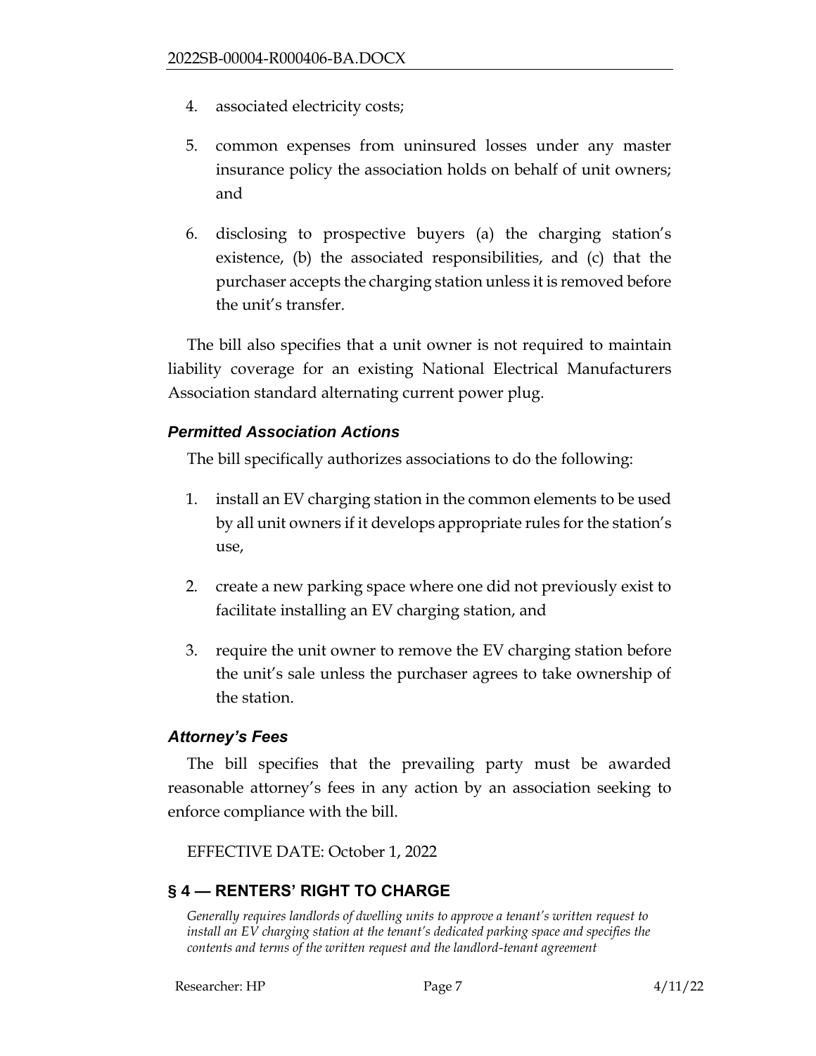4. associated electricity costs;

5. common expenses from uninsured losses under any master insurance policy the association holds on behalf of unit owners; and

6. disclosing to prospective buyers (a) the charging station's existence, (b) the associated responsibilities, and (c) that the purchaser accepts the charging station unless it is removed before the unit's transfer.

The bill also specifies that a unit owner is not required to maintain liability coverage for an existing National Electrical Manufacturers Association standard alternating current power plug.

### *Permitted Association Actions*

The bill specifically authorizes associations to do the following:

1. install an EV charging station in the common elements to be used by all unit owners if it develops appropriate rules for the station's use,

2. create a new parking space where one did not previously exist to facilitate installing an EV charging station, and

3. require the unit owner to remove the EV charging station before the unit's sale unless the purchaser agrees to take ownership of the station.

### *Attorney's Fees*

The bill specifies that the prevailing party must be awarded reasonable attorney's fees in any action by an association seeking to enforce compliance with the bill.

EFFECTIVE DATE: October 1, 2022

## § 4 — RENTERS' RIGHT TO CHARGE

*Generally requires landlords of dwelling units to approve a tenant's written request to install an EV charging station at the tenant's dedicated parking space and specifies the contents and terms of the written request and the landlord-tenant agreement*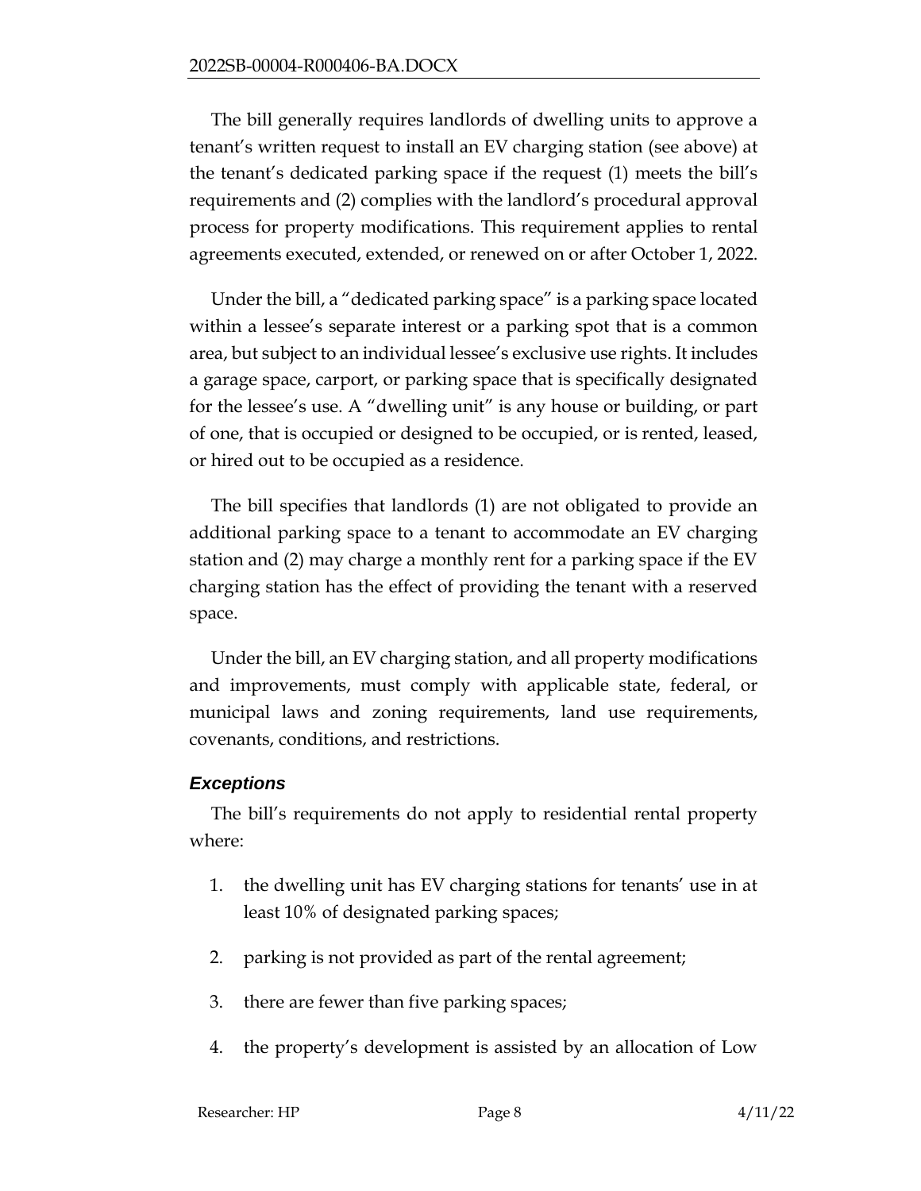The bill generally requires landlords of dwelling units to approve a tenant's written request to install an EV charging station (see above) at the tenant's dedicated parking space if the request (1) meets the bill's requirements and (2) complies with the landlord's procedural approval process for property modifications. This requirement applies to rental agreements executed, extended, or renewed on or after October 1, 2022.

Under the bill, a "dedicated parking space" is a parking space located within a lessee's separate interest or a parking spot that is a common area, but subject to an individual lessee's exclusive use rights. It includes a garage space, carport, or parking space that is specifically designated for the lessee's use. A "dwelling unit" is any house or building, or part of one, that is occupied or designed to be occupied, or is rented, leased, or hired out to be occupied as a residence.

The bill specifies that landlords (1) are not obligated to provide an additional parking space to a tenant to accommodate an EV charging station and (2) may charge a monthly rent for a parking space if the EV charging station has the effect of providing the tenant with a reserved space.

Under the bill, an EV charging station, and all property modifications and improvements, must comply with applicable state, federal, or municipal laws and zoning requirements, land use requirements, covenants, conditions, and restrictions.

### *Exceptions*

The bill's requirements do not apply to residential rental property where:

1. the dwelling unit has EV charging stations for tenants' use in at least 10% of designated parking spaces;
2. parking is not provided as part of the rental agreement;
3. there are fewer than five parking spaces;
4. the property's development is assisted by an allocation of Low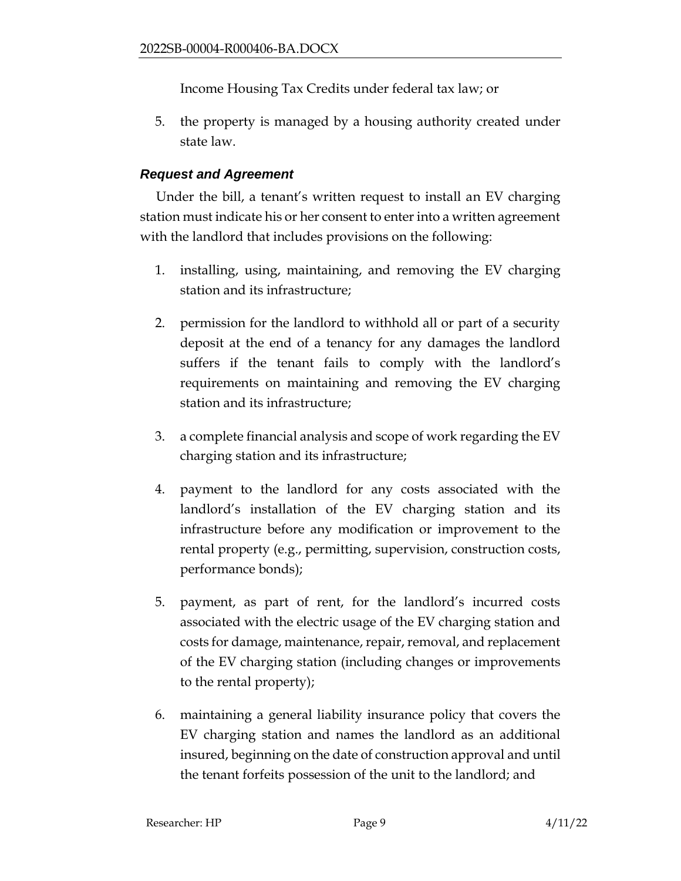Income Housing Tax Credits under federal tax law; or

5. the property is managed by a housing authority created under state law.

### *Request and Agreement*

Under the bill, a tenant's written request to install an EV charging station must indicate his or her consent to enter into a written agreement with the landlord that includes provisions on the following:

1. installing, using, maintaining, and removing the EV charging station and its infrastructure;

2. permission for the landlord to withhold all or part of a security deposit at the end of a tenancy for any damages the landlord suffers if the tenant fails to comply with the landlord's requirements on maintaining and removing the EV charging station and its infrastructure;

3. a complete financial analysis and scope of work regarding the EV charging station and its infrastructure;

4. payment to the landlord for any costs associated with the landlord's installation of the EV charging station and its infrastructure before any modification or improvement to the rental property (e.g., permitting, supervision, construction costs, performance bonds);

5. payment, as part of rent, for the landlord's incurred costs associated with the electric usage of the EV charging station and costs for damage, maintenance, repair, removal, and replacement of the EV charging station (including changes or improvements to the rental property);

6. maintaining a general liability insurance policy that covers the EV charging station and names the landlord as an additional insured, beginning on the date of construction approval and until the tenant forfeits possession of the unit to the landlord; and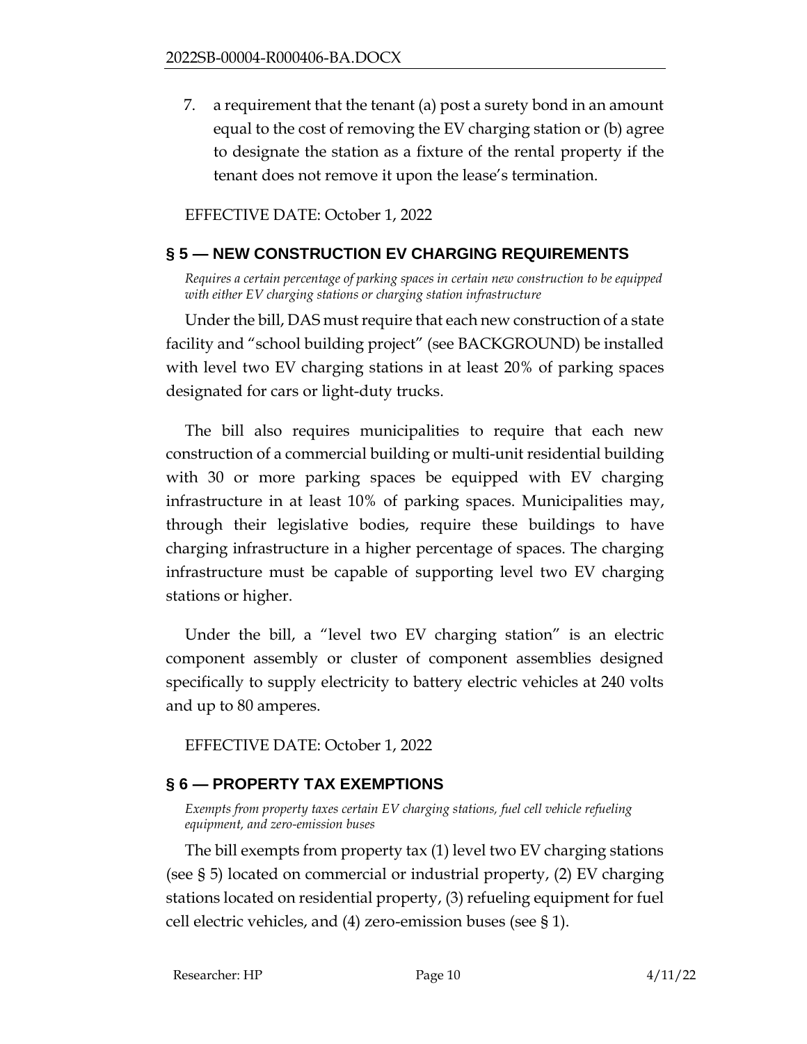7. a requirement that the tenant (a) post a surety bond in an amount equal to the cost of removing the EV charging station or (b) agree to designate the station as a fixture of the rental property if the tenant does not remove it upon the lease's termination.

EFFECTIVE DATE: October 1, 2022

## § 5 — NEW CONSTRUCTION EV CHARGING REQUIREMENTS

*Requires a certain percentage of parking spaces in certain new construction to be equipped with either EV charging stations or charging station infrastructure*

Under the bill, DAS must require that each new construction of a state facility and "school building project" (see BACKGROUND) be installed with level two EV charging stations in at least 20% of parking spaces designated for cars or light-duty trucks.

The bill also requires municipalities to require that each new construction of a commercial building or multi-unit residential building with 30 or more parking spaces be equipped with EV charging infrastructure in at least 10% of parking spaces. Municipalities may, through their legislative bodies, require these buildings to have charging infrastructure in a higher percentage of spaces. The charging infrastructure must be capable of supporting level two EV charging stations or higher.

Under the bill, a "level two EV charging station" is an electric component assembly or cluster of component assemblies designed specifically to supply electricity to battery electric vehicles at 240 volts and up to 80 amperes.

EFFECTIVE DATE: October 1, 2022

## § 6 — PROPERTY TAX EXEMPTIONS

*Exempts from property taxes certain EV charging stations, fuel cell vehicle refueling equipment, and zero-emission buses*

The bill exempts from property tax (1) level two EV charging stations (see § 5) located on commercial or industrial property, (2) EV charging stations located on residential property, (3) refueling equipment for fuel cell electric vehicles, and (4) zero-emission buses (see § 1).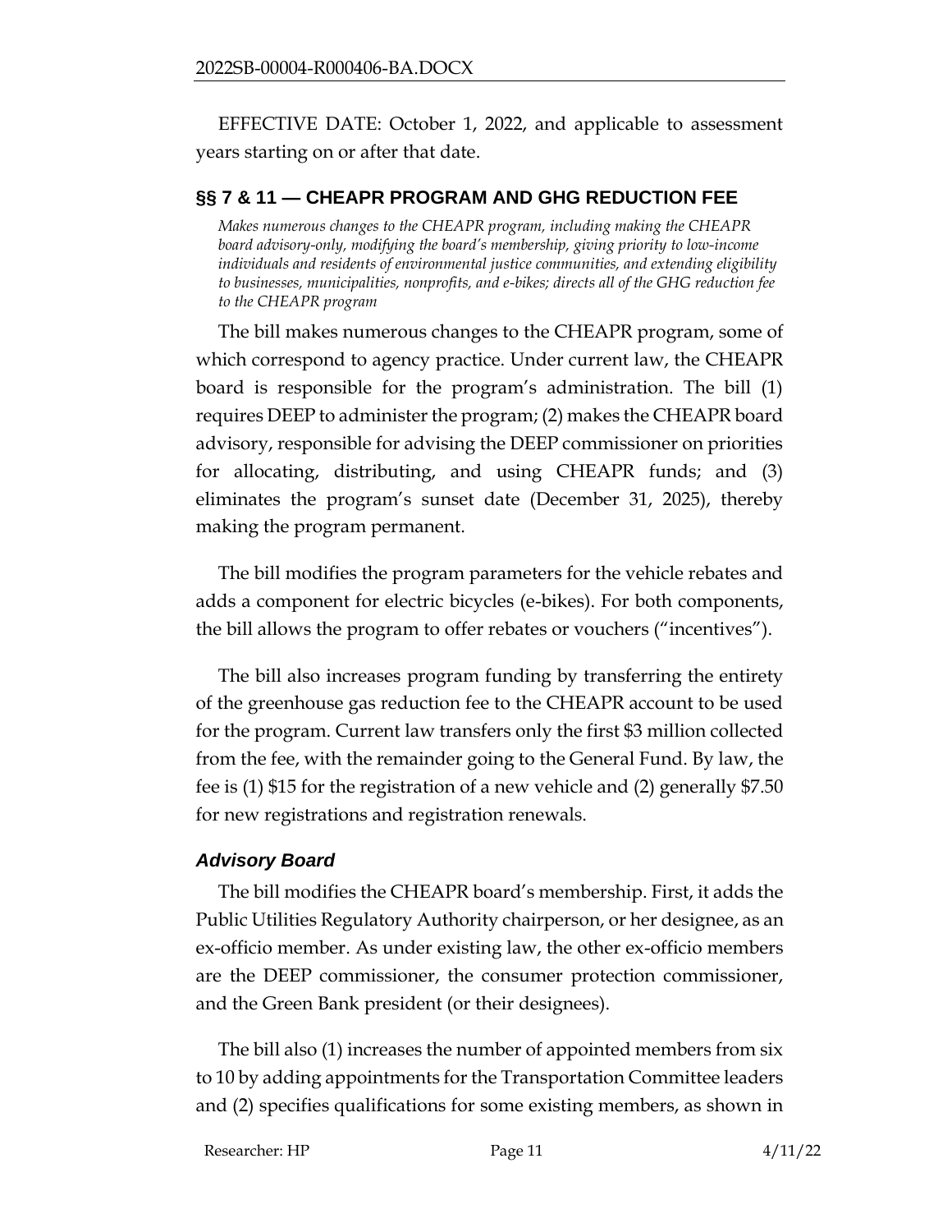EFFECTIVE DATE: October 1, 2022, and applicable to assessment years starting on or after that date.

## §§ 7 & 11 — CHEAPR PROGRAM AND GHG REDUCTION FEE

*Makes numerous changes to the CHEAPR program, including making the CHEAPR board advisory-only, modifying the board's membership, giving priority to low-income individuals and residents of environmental justice communities, and extending eligibility to businesses, municipalities, nonprofits, and e-bikes; directs all of the GHG reduction fee to the CHEAPR program*

The bill makes numerous changes to the CHEAPR program, some of which correspond to agency practice. Under current law, the CHEAPR board is responsible for the program's administration. The bill (1) requires DEEP to administer the program; (2) makes the CHEAPR board advisory, responsible for advising the DEEP commissioner on priorities for allocating, distributing, and using CHEAPR funds; and (3) eliminates the program's sunset date (December 31, 2025), thereby making the program permanent.

The bill modifies the program parameters for the vehicle rebates and adds a component for electric bicycles (e-bikes). For both components, the bill allows the program to offer rebates or vouchers ("incentives").

The bill also increases program funding by transferring the entirety of the greenhouse gas reduction fee to the CHEAPR account to be used for the program. Current law transfers only the first $3 million collected from the fee, with the remainder going to the General Fund. By law, the fee is (1) $15 for the registration of a new vehicle and (2) generally $7.50 for new registrations and registration renewals.

### *Advisory Board*

The bill modifies the CHEAPR board's membership. First, it adds the Public Utilities Regulatory Authority chairperson, or her designee, as an ex-officio member. As under existing law, the other ex-officio members are the DEEP commissioner, the consumer protection commissioner, and the Green Bank president (or their designees).

The bill also (1) increases the number of appointed members from six to 10 by adding appointments for the Transportation Committee leaders and (2) specifies qualifications for some existing members, as shown in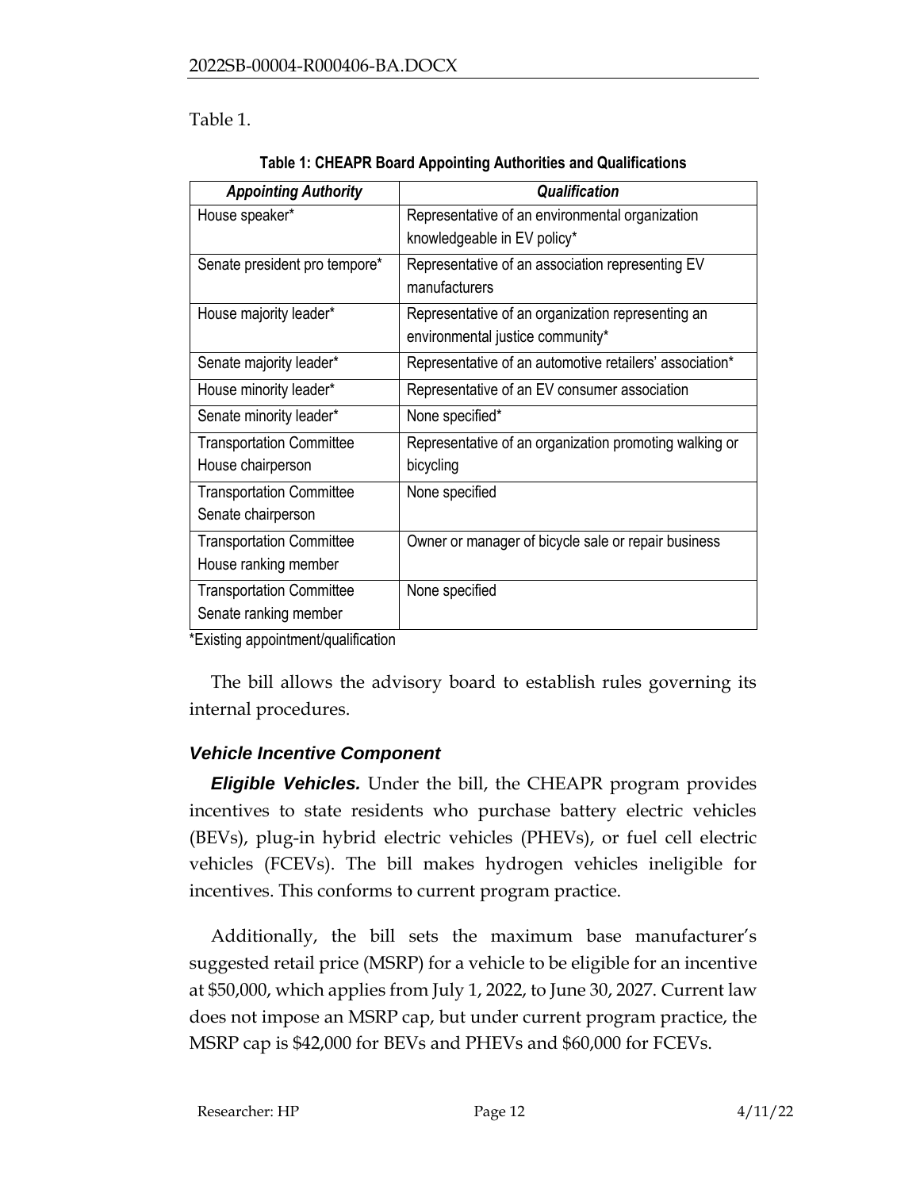Table 1.

**Table 1: CHEAPR Board Appointing Authorities and Qualifications**

| ***Appointing Authority*** | ***Qualification*** |
|---|---|
| House speaker* | Representative of an environmental organization knowledgeable in EV policy* |
| Senate president pro tempore* | Representative of an association representing EV manufacturers |
| House majority leader* | Representative of an organization representing an environmental justice community* |
| Senate majority leader* | Representative of an automotive retailers' association* |
| House minority leader* | Representative of an EV consumer association |
| Senate minority leader* | None specified* |
| Transportation Committee House chairperson | Representative of an organization promoting walking or bicycling |
| Transportation Committee Senate chairperson | None specified |
| Transportation Committee House ranking member | Owner or manager of bicycle sale or repair business |
| Transportation Committee Senate ranking member | None specified |

*Existing appointment/qualification

The bill allows the advisory board to establish rules governing its internal procedures.

### *Vehicle Incentive Component*

***Eligible Vehicles.*** Under the bill, the CHEAPR program provides incentives to state residents who purchase battery electric vehicles (BEVs), plug-in hybrid electric vehicles (PHEVs), or fuel cell electric vehicles (FCEVs). The bill makes hydrogen vehicles ineligible for incentives. This conforms to current program practice.

Additionally, the bill sets the maximum base manufacturer's suggested retail price (MSRP) for a vehicle to be eligible for an incentive at $50,000, which applies from July 1, 2022, to June 30, 2027. Current law does not impose an MSRP cap, but under current program practice, the MSRP cap is $42,000 for BEVs and PHEVs and $60,000 for FCEVs.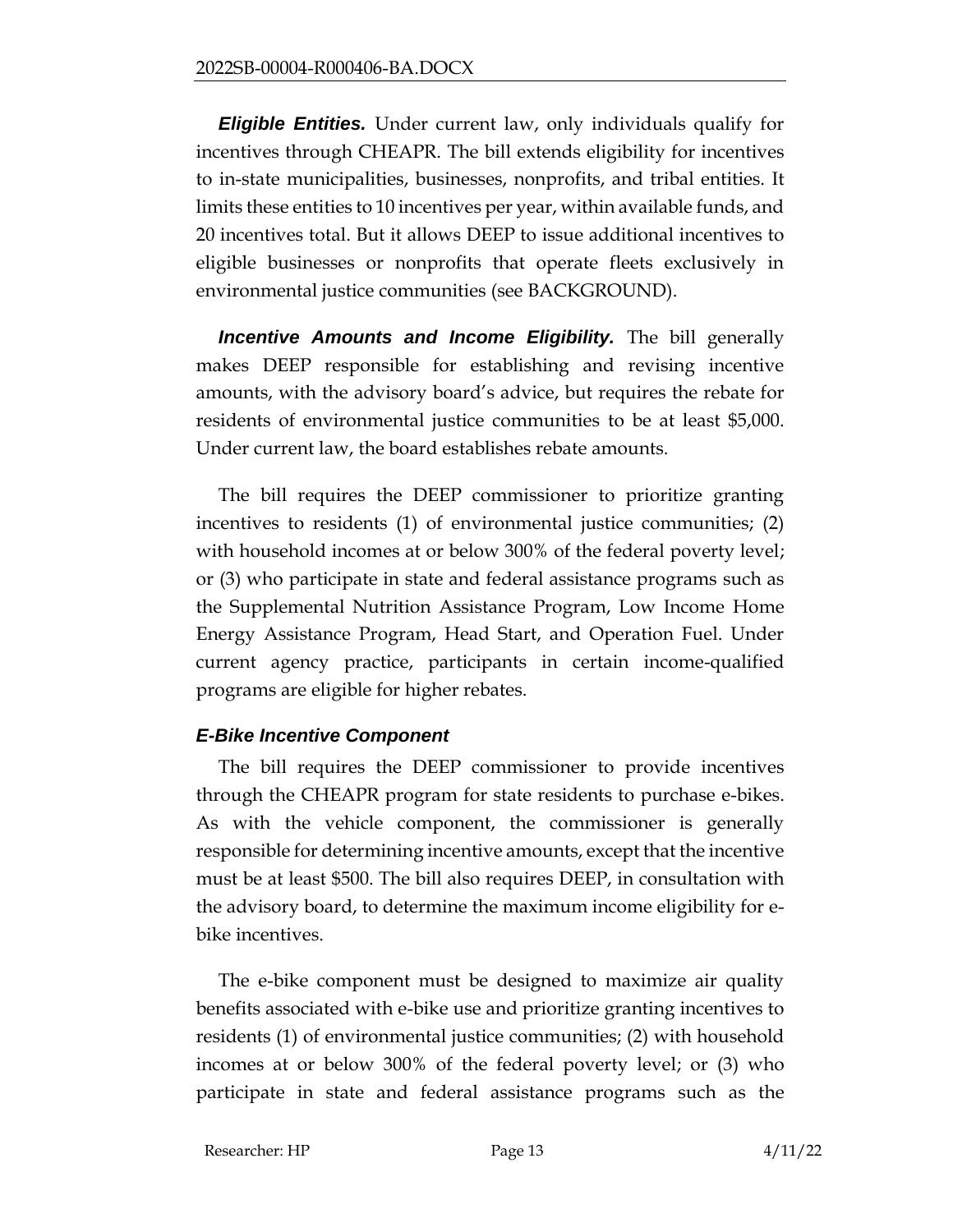***Eligible Entities.*** Under current law, only individuals qualify for incentives through CHEAPR. The bill extends eligibility for incentives to in-state municipalities, businesses, nonprofits, and tribal entities. It limits these entities to 10 incentives per year, within available funds, and 20 incentives total. But it allows DEEP to issue additional incentives to eligible businesses or nonprofits that operate fleets exclusively in environmental justice communities (see BACKGROUND).

***Incentive Amounts and Income Eligibility.*** The bill generally makes DEEP responsible for establishing and revising incentive amounts, with the advisory board's advice, but requires the rebate for residents of environmental justice communities to be at least $5,000. Under current law, the board establishes rebate amounts.

The bill requires the DEEP commissioner to prioritize granting incentives to residents (1) of environmental justice communities; (2) with household incomes at or below 300% of the federal poverty level; or (3) who participate in state and federal assistance programs such as the Supplemental Nutrition Assistance Program, Low Income Home Energy Assistance Program, Head Start, and Operation Fuel. Under current agency practice, participants in certain income-qualified programs are eligible for higher rebates.

### *E-Bike Incentive Component*

The bill requires the DEEP commissioner to provide incentives through the CHEAPR program for state residents to purchase e-bikes. As with the vehicle component, the commissioner is generally responsible for determining incentive amounts, except that the incentive must be at least $500. The bill also requires DEEP, in consultation with the advisory board, to determine the maximum income eligibility for e-bike incentives.

The e-bike component must be designed to maximize air quality benefits associated with e-bike use and prioritize granting incentives to residents (1) of environmental justice communities; (2) with household incomes at or below 300% of the federal poverty level; or (3) who participate in state and federal assistance programs such as the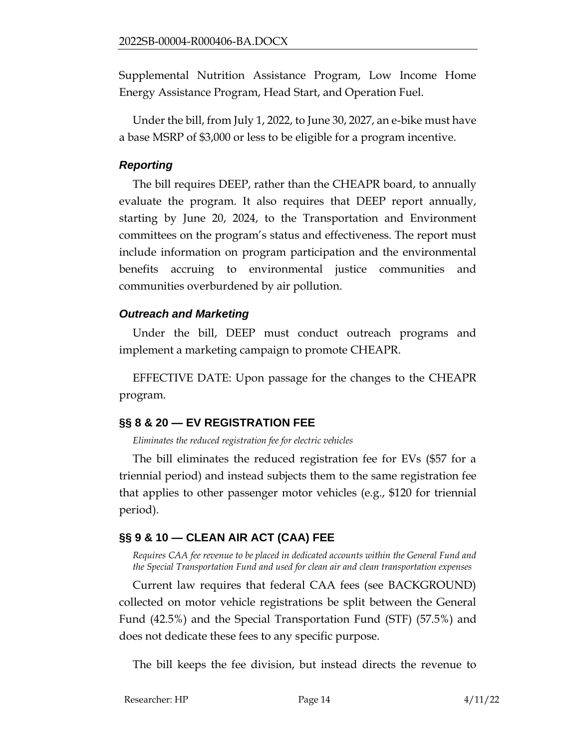Supplemental Nutrition Assistance Program, Low Income Home Energy Assistance Program, Head Start, and Operation Fuel.

Under the bill, from July 1, 2022, to June 30, 2027, an e-bike must have a base MSRP of $3,000 or less to be eligible for a program incentive.

### *Reporting*

The bill requires DEEP, rather than the CHEAPR board, to annually evaluate the program. It also requires that DEEP report annually, starting by June 20, 2024, to the Transportation and Environment committees on the program's status and effectiveness. The report must include information on program participation and the environmental benefits accruing to environmental justice communities and communities overburdened by air pollution.

### *Outreach and Marketing*

Under the bill, DEEP must conduct outreach programs and implement a marketing campaign to promote CHEAPR.

EFFECTIVE DATE: Upon passage for the changes to the CHEAPR program.

## §§ 8 & 20 — EV REGISTRATION FEE

*Eliminates the reduced registration fee for electric vehicles*

The bill eliminates the reduced registration fee for EVs ($57 for a triennial period) and instead subjects them to the same registration fee that applies to other passenger motor vehicles (e.g., $120 for triennial period).

## §§ 9 & 10 — CLEAN AIR ACT (CAA) FEE

*Requires CAA fee revenue to be placed in dedicated accounts within the General Fund and the Special Transportation Fund and used for clean air and clean transportation expenses*

Current law requires that federal CAA fees (see BACKGROUND) collected on motor vehicle registrations be split between the General Fund (42.5%) and the Special Transportation Fund (STF) (57.5%) and does not dedicate these fees to any specific purpose.

The bill keeps the fee division, but instead directs the revenue to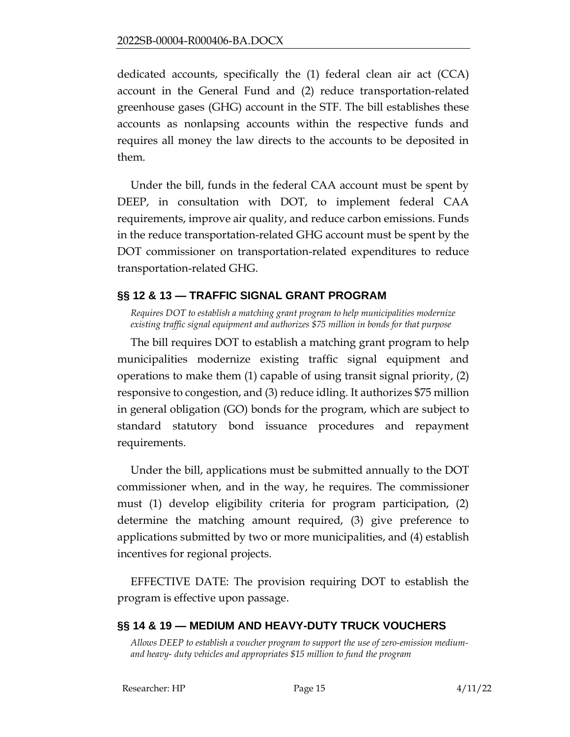dedicated accounts, specifically the (1) federal clean air act (CCA) account in the General Fund and (2) reduce transportation-related greenhouse gases (GHG) account in the STF. The bill establishes these accounts as nonlapsing accounts within the respective funds and requires all money the law directs to the accounts to be deposited in them.

Under the bill, funds in the federal CAA account must be spent by DEEP, in consultation with DOT, to implement federal CAA requirements, improve air quality, and reduce carbon emissions. Funds in the reduce transportation-related GHG account must be spent by the DOT commissioner on transportation-related expenditures to reduce transportation-related GHG.

## §§ 12 & 13 — TRAFFIC SIGNAL GRANT PROGRAM

*Requires DOT to establish a matching grant program to help municipalities modernize existing traffic signal equipment and authorizes $75 million in bonds for that purpose*

The bill requires DOT to establish a matching grant program to help municipalities modernize existing traffic signal equipment and operations to make them (1) capable of using transit signal priority, (2) responsive to congestion, and (3) reduce idling. It authorizes $75 million in general obligation (GO) bonds for the program, which are subject to standard statutory bond issuance procedures and repayment requirements.

Under the bill, applications must be submitted annually to the DOT commissioner when, and in the way, he requires. The commissioner must (1) develop eligibility criteria for program participation, (2) determine the matching amount required, (3) give preference to applications submitted by two or more municipalities, and (4) establish incentives for regional projects.

EFFECTIVE DATE: The provision requiring DOT to establish the program is effective upon passage.

## §§ 14 & 19 — MEDIUM AND HEAVY-DUTY TRUCK VOUCHERS

*Allows DEEP to establish a voucher program to support the use of zero-emission medium- and heavy- duty vehicles and appropriates $15 million to fund the program*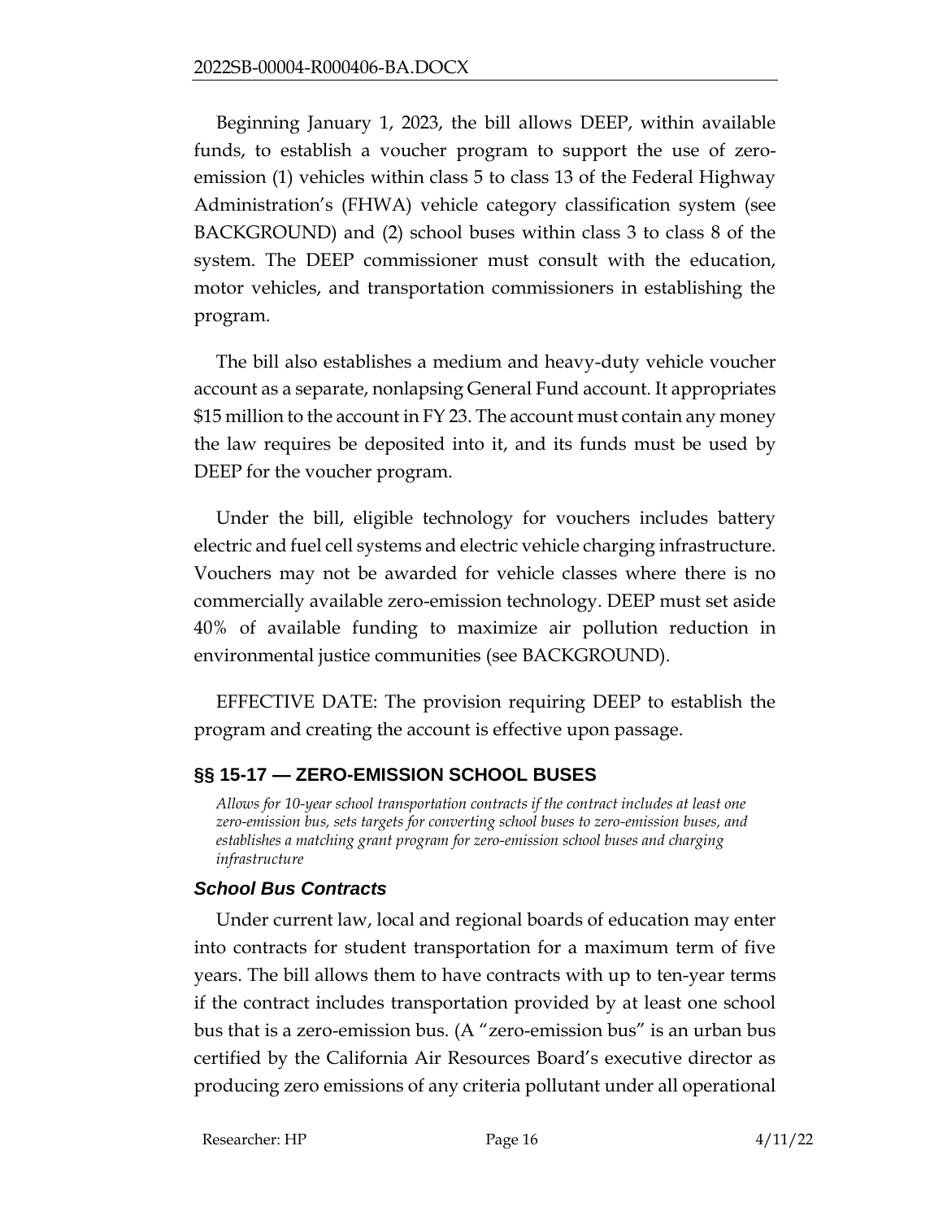Beginning January 1, 2023, the bill allows DEEP, within available funds, to establish a voucher program to support the use of zero-emission (1) vehicles within class 5 to class 13 of the Federal Highway Administration's (FHWA) vehicle category classification system (see BACKGROUND) and (2) school buses within class 3 to class 8 of the system. The DEEP commissioner must consult with the education, motor vehicles, and transportation commissioners in establishing the program.

The bill also establishes a medium and heavy-duty vehicle voucher account as a separate, nonlapsing General Fund account. It appropriates $15 million to the account in FY 23. The account must contain any money the law requires be deposited into it, and its funds must be used by DEEP for the voucher program.

Under the bill, eligible technology for vouchers includes battery electric and fuel cell systems and electric vehicle charging infrastructure. Vouchers may not be awarded for vehicle classes where there is no commercially available zero-emission technology. DEEP must set aside 40% of available funding to maximize air pollution reduction in environmental justice communities (see BACKGROUND).

EFFECTIVE DATE: The provision requiring DEEP to establish the program and creating the account is effective upon passage.

## §§ 15-17 — ZERO-EMISSION SCHOOL BUSES

*Allows for 10-year school transportation contracts if the contract includes at least one zero-emission bus, sets targets for converting school buses to zero-emission buses, and establishes a matching grant program for zero-emission school buses and charging infrastructure*

### School Bus Contracts

Under current law, local and regional boards of education may enter into contracts for student transportation for a maximum term of five years. The bill allows them to have contracts with up to ten-year terms if the contract includes transportation provided by at least one school bus that is a zero-emission bus. (A "zero-emission bus" is an urban bus certified by the California Air Resources Board's executive director as producing zero emissions of any criteria pollutant under all operational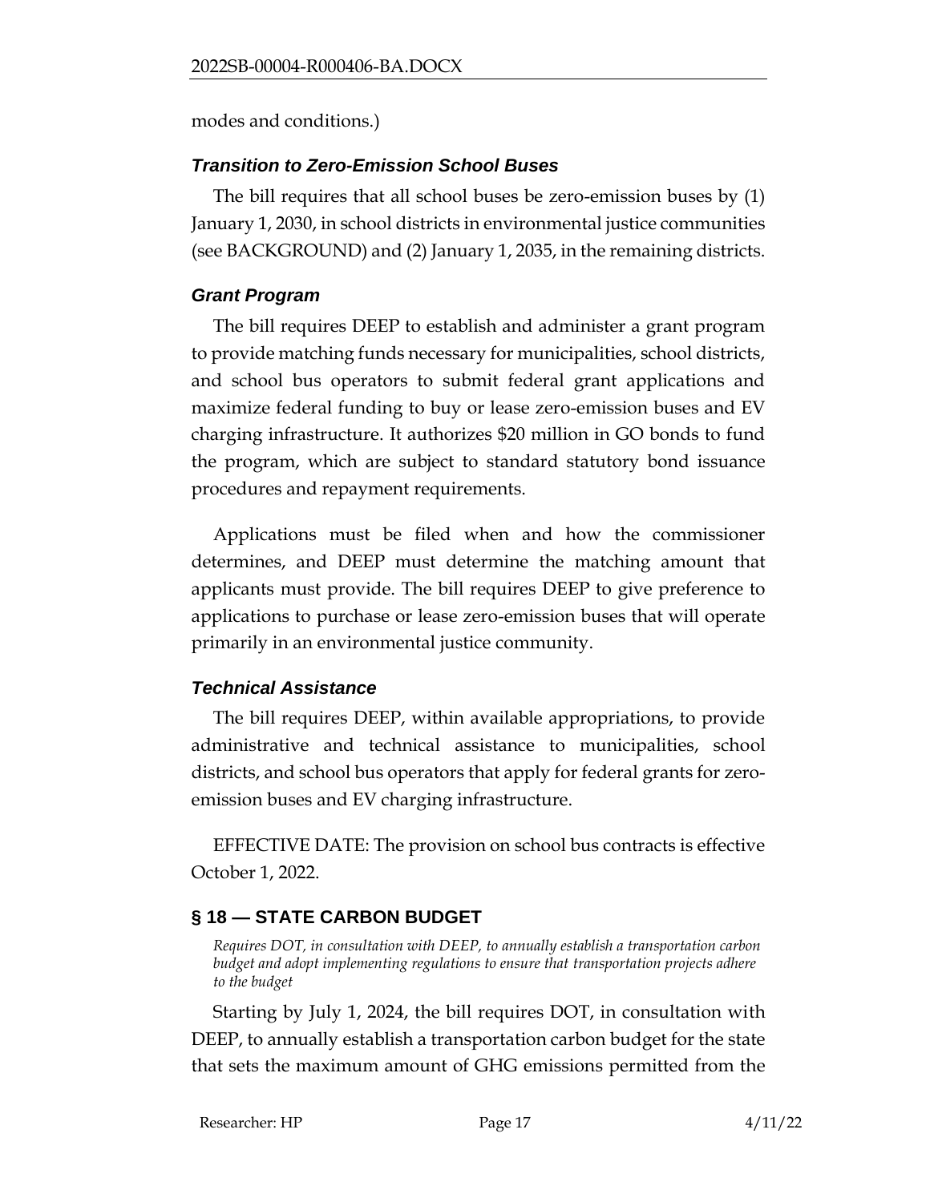modes and conditions.)

### *Transition to Zero-Emission School Buses*

The bill requires that all school buses be zero-emission buses by (1) January 1, 2030, in school districts in environmental justice communities (see BACKGROUND) and (2) January 1, 2035, in the remaining districts.

### *Grant Program*

The bill requires DEEP to establish and administer a grant program to provide matching funds necessary for municipalities, school districts, and school bus operators to submit federal grant applications and maximize federal funding to buy or lease zero-emission buses and EV charging infrastructure. It authorizes $20 million in GO bonds to fund the program, which are subject to standard statutory bond issuance procedures and repayment requirements.

Applications must be filed when and how the commissioner determines, and DEEP must determine the matching amount that applicants must provide. The bill requires DEEP to give preference to applications to purchase or lease zero-emission buses that will operate primarily in an environmental justice community.

### *Technical Assistance*

The bill requires DEEP, within available appropriations, to provide administrative and technical assistance to municipalities, school districts, and school bus operators that apply for federal grants for zero-emission buses and EV charging infrastructure.

EFFECTIVE DATE: The provision on school bus contracts is effective October 1, 2022.

## § 18 — STATE CARBON BUDGET

*Requires DOT, in consultation with DEEP, to annually establish a transportation carbon budget and adopt implementing regulations to ensure that transportation projects adhere to the budget*

Starting by July 1, 2024, the bill requires DOT, in consultation with DEEP, to annually establish a transportation carbon budget for the state that sets the maximum amount of GHG emissions permitted from the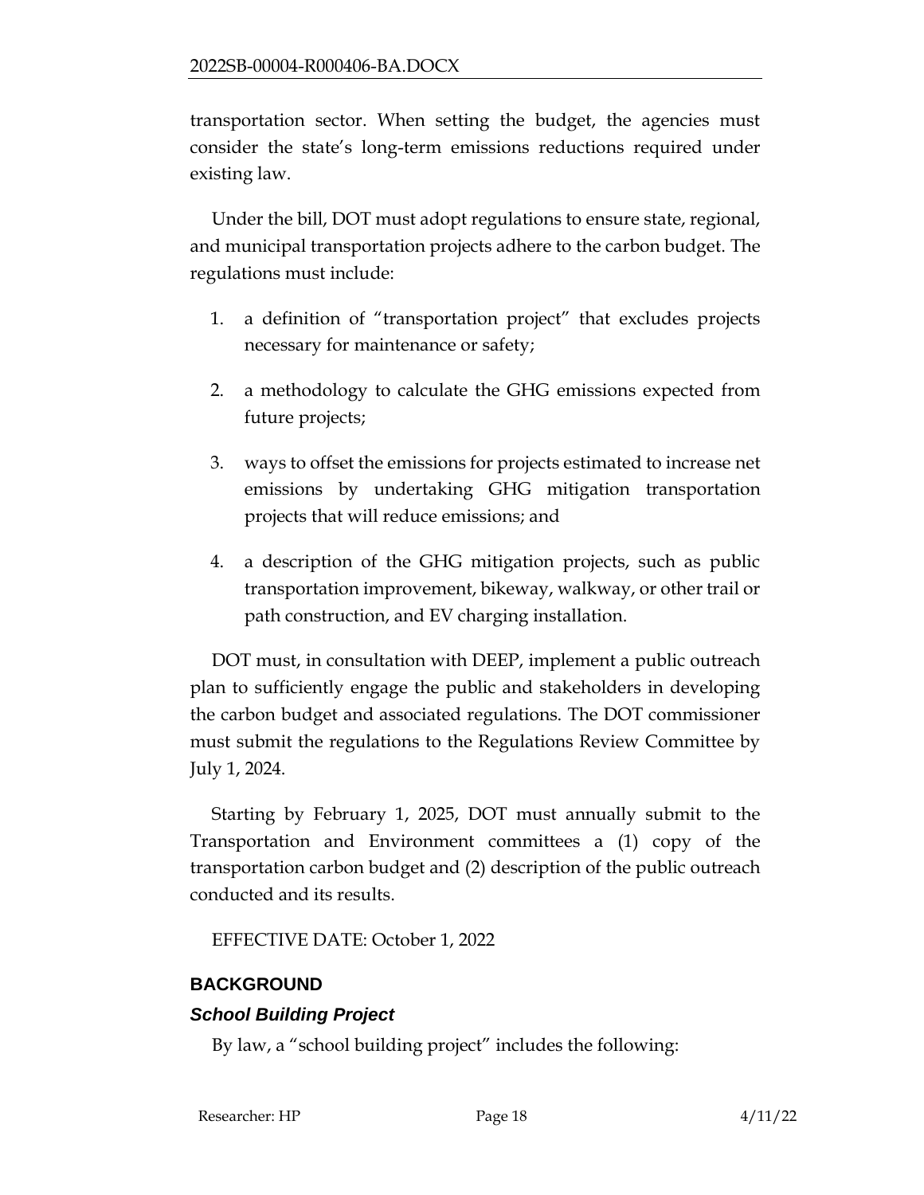transportation sector. When setting the budget, the agencies must consider the state's long-term emissions reductions required under existing law.

Under the bill, DOT must adopt regulations to ensure state, regional, and municipal transportation projects adhere to the carbon budget. The regulations must include:

1. a definition of "transportation project" that excludes projects necessary for maintenance or safety;
2. a methodology to calculate the GHG emissions expected from future projects;
3. ways to offset the emissions for projects estimated to increase net emissions by undertaking GHG mitigation transportation projects that will reduce emissions; and
4. a description of the GHG mitigation projects, such as public transportation improvement, bikeway, walkway, or other trail or path construction, and EV charging installation.

DOT must, in consultation with DEEP, implement a public outreach plan to sufficiently engage the public and stakeholders in developing the carbon budget and associated regulations. The DOT commissioner must submit the regulations to the Regulations Review Committee by July 1, 2024.

Starting by February 1, 2025, DOT must annually submit to the Transportation and Environment committees a (1) copy of the transportation carbon budget and (2) description of the public outreach conducted and its results.

EFFECTIVE DATE: October 1, 2022

## BACKGROUND

### *School Building Project*

By law, a "school building project" includes the following: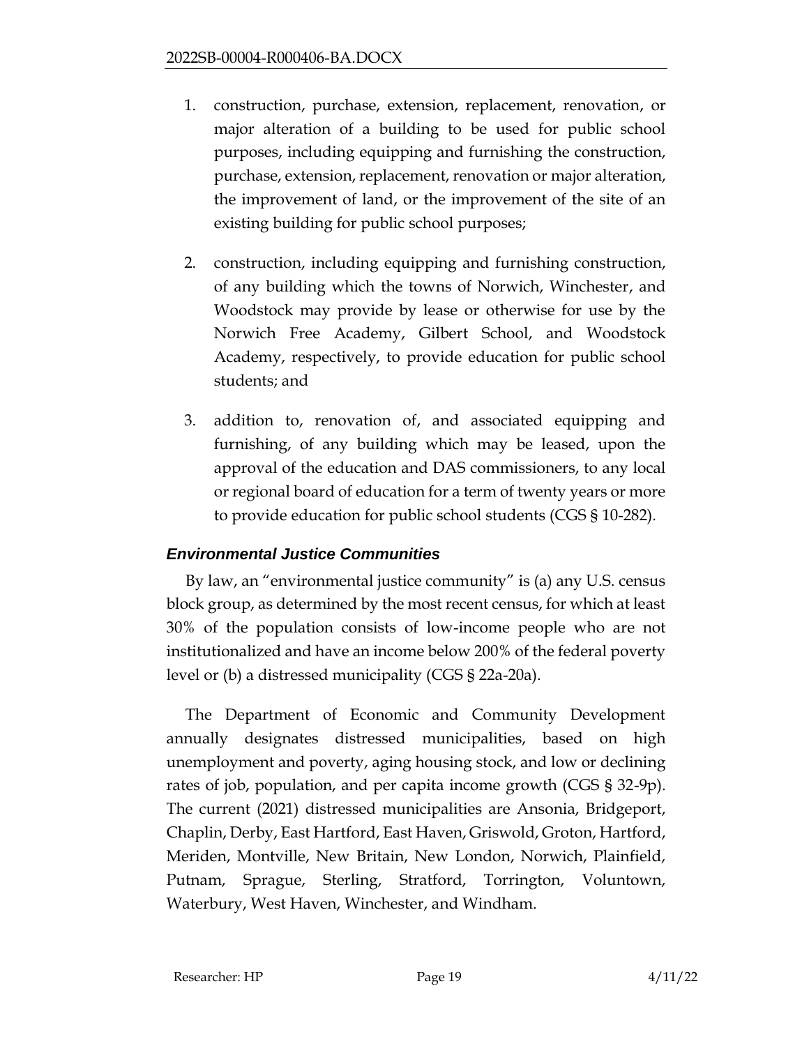1. construction, purchase, extension, replacement, renovation, or major alteration of a building to be used for public school purposes, including equipping and furnishing the construction, purchase, extension, replacement, renovation or major alteration, the improvement of land, or the improvement of the site of an existing building for public school purposes;

2. construction, including equipping and furnishing construction, of any building which the towns of Norwich, Winchester, and Woodstock may provide by lease or otherwise for use by the Norwich Free Academy, Gilbert School, and Woodstock Academy, respectively, to provide education for public school students; and

3. addition to, renovation of, and associated equipping and furnishing, of any building which may be leased, upon the approval of the education and DAS commissioners, to any local or regional board of education for a term of twenty years or more to provide education for public school students (CGS § 10-282).

### *Environmental Justice Communities*

By law, an "environmental justice community" is (a) any U.S. census block group, as determined by the most recent census, for which at least 30% of the population consists of low-income people who are not institutionalized and have an income below 200% of the federal poverty level or (b) a distressed municipality (CGS § 22a-20a).

The Department of Economic and Community Development annually designates distressed municipalities, based on high unemployment and poverty, aging housing stock, and low or declining rates of job, population, and per capita income growth (CGS § 32-9p). The current (2021) distressed municipalities are Ansonia, Bridgeport, Chaplin, Derby, East Hartford, East Haven, Griswold, Groton, Hartford, Meriden, Montville, New Britain, New London, Norwich, Plainfield, Putnam, Sprague, Sterling, Stratford, Torrington, Voluntown, Waterbury, West Haven, Winchester, and Windham.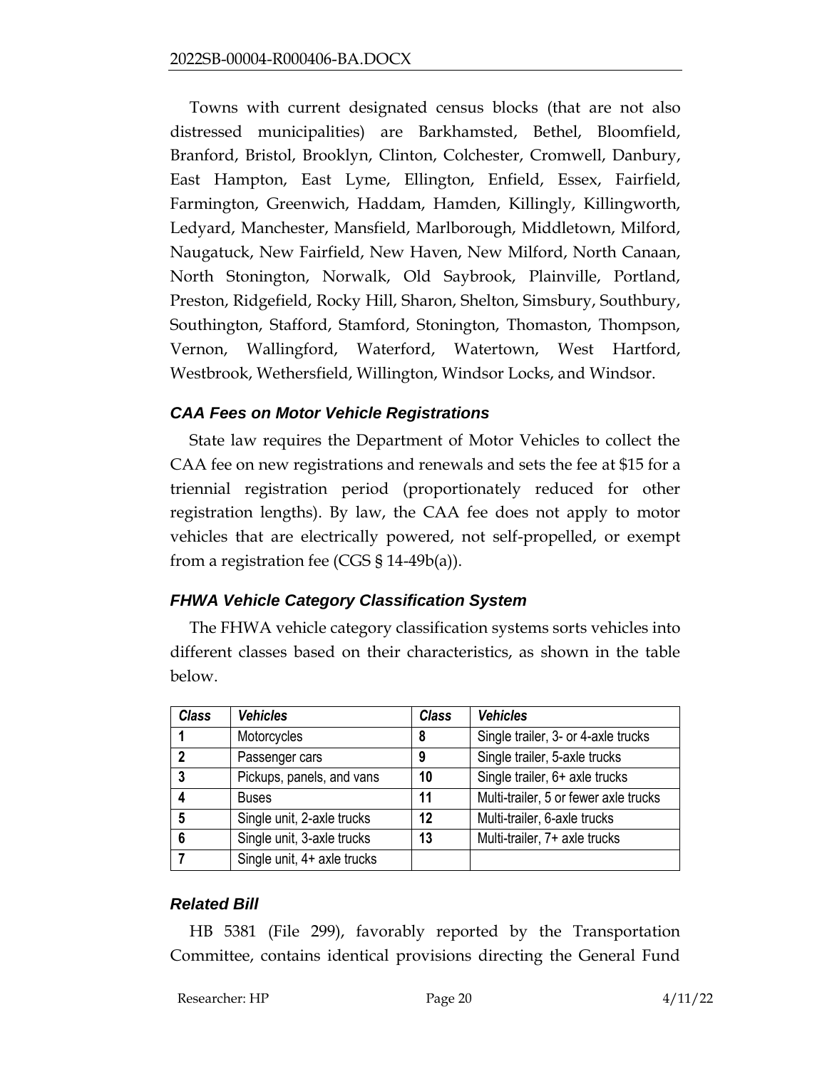Towns with current designated census blocks (that are not also distressed municipalities) are Barkhamsted, Bethel, Bloomfield, Branford, Bristol, Brooklyn, Clinton, Colchester, Cromwell, Danbury, East Hampton, East Lyme, Ellington, Enfield, Essex, Fairfield, Farmington, Greenwich, Haddam, Hamden, Killingly, Killingworth, Ledyard, Manchester, Mansfield, Marlborough, Middletown, Milford, Naugatuck, New Fairfield, New Haven, New Milford, North Canaan, North Stonington, Norwalk, Old Saybrook, Plainville, Portland, Preston, Ridgefield, Rocky Hill, Sharon, Shelton, Simsbury, Southbury, Southington, Stafford, Stamford, Stonington, Thomaston, Thompson, Vernon, Wallingford, Waterford, Watertown, West Hartford, Westbrook, Wethersfield, Willington, Windsor Locks, and Windsor.

### *CAA Fees on Motor Vehicle Registrations*

State law requires the Department of Motor Vehicles to collect the CAA fee on new registrations and renewals and sets the fee at $15 for a triennial registration period (proportionately reduced for other registration lengths). By law, the CAA fee does not apply to motor vehicles that are electrically powered, not self-propelled, or exempt from a registration fee (CGS § 14-49b(a)).

### *FHWA Vehicle Category Classification System*

The FHWA vehicle category classification systems sorts vehicles into different classes based on their characteristics, as shown in the table below.

| ***Class*** | ***Vehicles*** | ***Class*** | ***Vehicles*** |
|---|---|---|---|
| **1** | Motorcycles | **8** | Single trailer, 3- or 4-axle trucks |
| **2** | Passenger cars | **9** | Single trailer, 5-axle trucks |
| **3** | Pickups, panels, and vans | **10** | Single trailer, 6+ axle trucks |
| **4** | Buses | **11** | Multi-trailer, 5 or fewer axle trucks |
| **5** | Single unit, 2-axle trucks | **12** | Multi-trailer, 6-axle trucks |
| **6** | Single unit, 3-axle trucks | **13** | Multi-trailer, 7+ axle trucks |
| **7** | Single unit, 4+ axle trucks | | |

### *Related Bill*

HB 5381 (File 299), favorably reported by the Transportation Committee, contains identical provisions directing the General Fund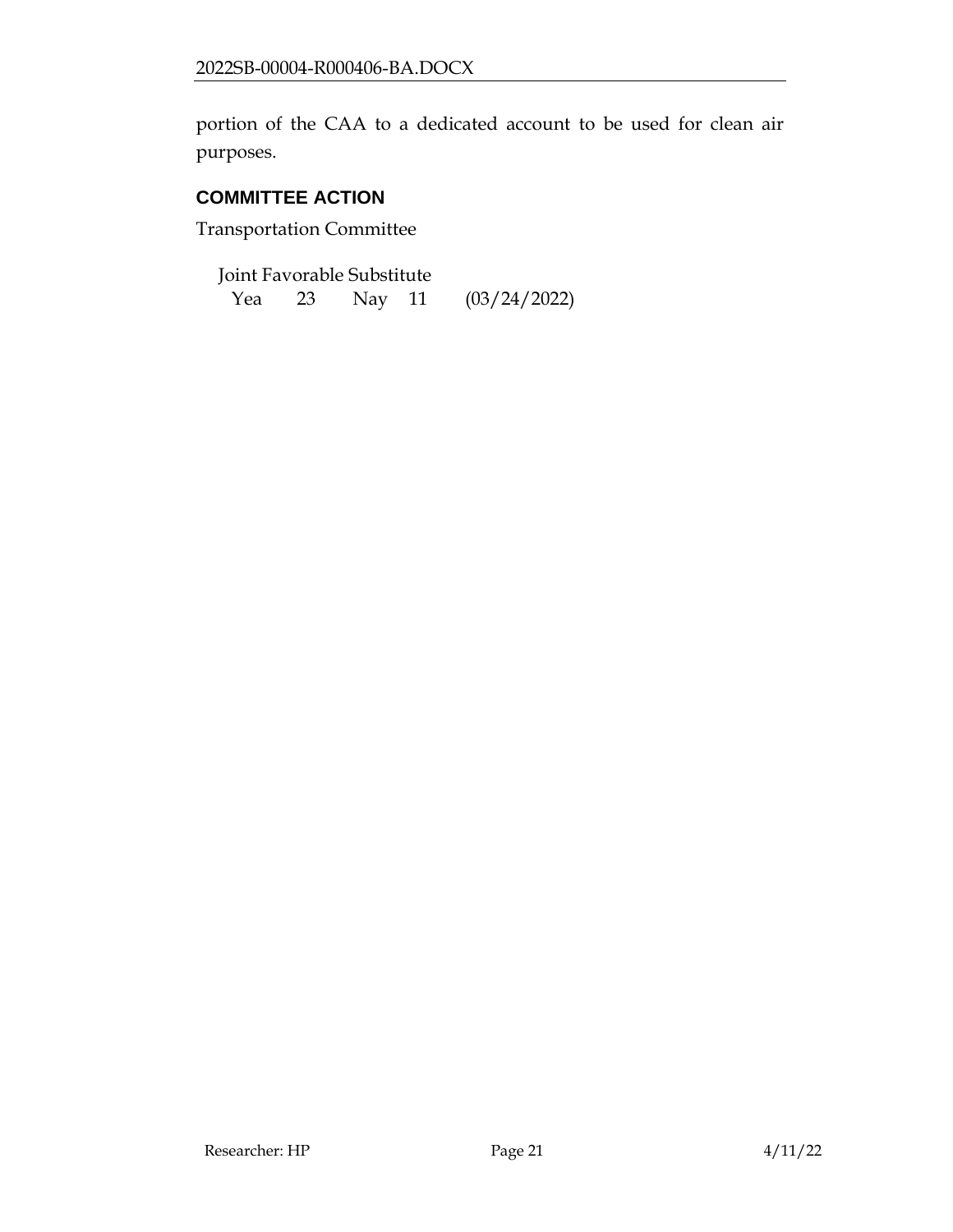portion of the CAA to a dedicated account to be used for clean air purposes.

## COMMITTEE ACTION

Transportation Committee

Joint Favorable Substitute
Yea 23 Nay 11 (03/24/2022)